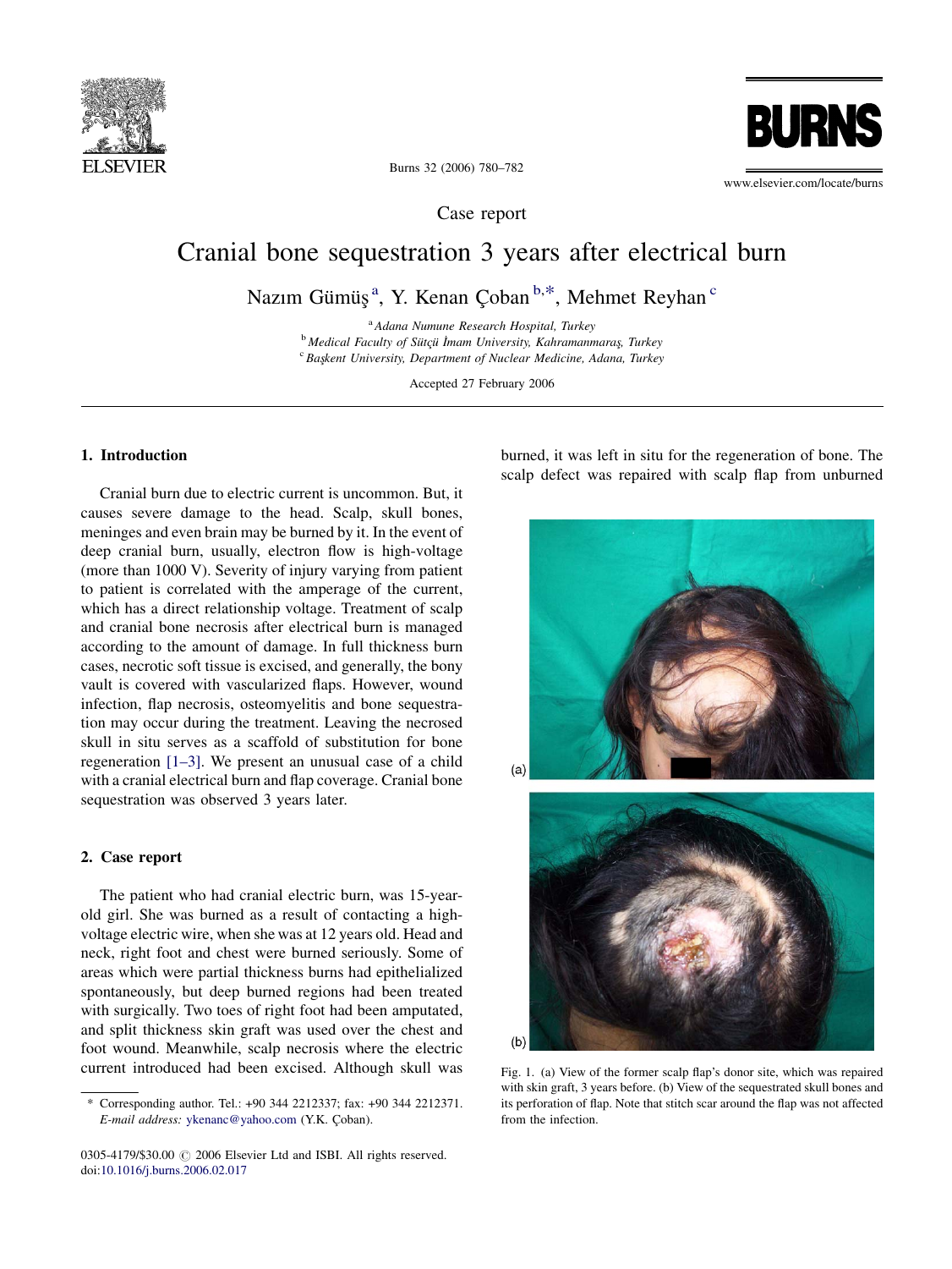## Case report

# Cranial bone sequestration 3 years after electrical burn

Nazım Gümüş [a], Y. Kenan Çoban [b,*], Mehmet Reyhan [c]

[a] *Adana Numune Research Hospital, Turkey*
[b] *Medical Faculty of Sütçü İmam University, Kahramanmaraş, Turkey*
[c] *Başkent University, Department of Nuclear Medicine, Adana, Turkey*

Accepted 27 February 2006

## 1. Introduction

Cranial burn due to electric current is uncommon. But, it causes severe damage to the head. Scalp, skull bones, meninges and even brain may be burned by it. In the event of deep cranial burn, usually, electron flow is high-voltage (more than 1000 V). Severity of injury varying from patient to patient is correlated with the amperage of the current, which has a direct relationship voltage. Treatment of scalp and cranial bone necrosis after electrical burn is managed according to the amount of damage. In full thickness burn cases, necrotic soft tissue is excised, and generally, the bony vault is covered with vascularized flaps. However, wound infection, flap necrosis, osteomyelitis and bone sequestration may occur during the treatment. Leaving the necrosed skull in situ serves as a scaffold of substitution for bone regeneration [1–3]. We present an unusual case of a child with a cranial electrical burn and flap coverage. Cranial bone sequestration was observed 3 years later.

## 2. Case report

The patient who had cranial electric burn, was 15-year-old girl. She was burned as a result of contacting a high-voltage electric wire, when she was at 12 years old. Head and neck, right foot and chest were burned seriously. Some of areas which were partial thickness burns had epithelialized spontaneously, but deep burned regions had been treated with surgically. Two toes of right foot had been amputated, and split thickness skin graft was used over the chest and foot wound. Meanwhile, scalp necrosis where the electric current introduced had been excised. Although skull was burned, it was left in situ for the regeneration of bone. The scalp defect was repaired with scalp flap from unburned

Fig. 1. (a) View of the former scalp flap's donor site, which was repaired with skin graft, 3 years before. (b) View of the sequestrated skull bones and its perforation of flap. Note that stitch scar around the flap was not affected from the infection.

* Corresponding author. Tel.: +90 344 2212337; fax: +90 344 2212371. *E-mail address:* ykenanc@yahoo.com (Y.K. Çoban).

0305-4179/$30.00 © 2006 Elsevier Ltd and ISBI. All rights reserved.
doi:10.1016/j.burns.2006.02.017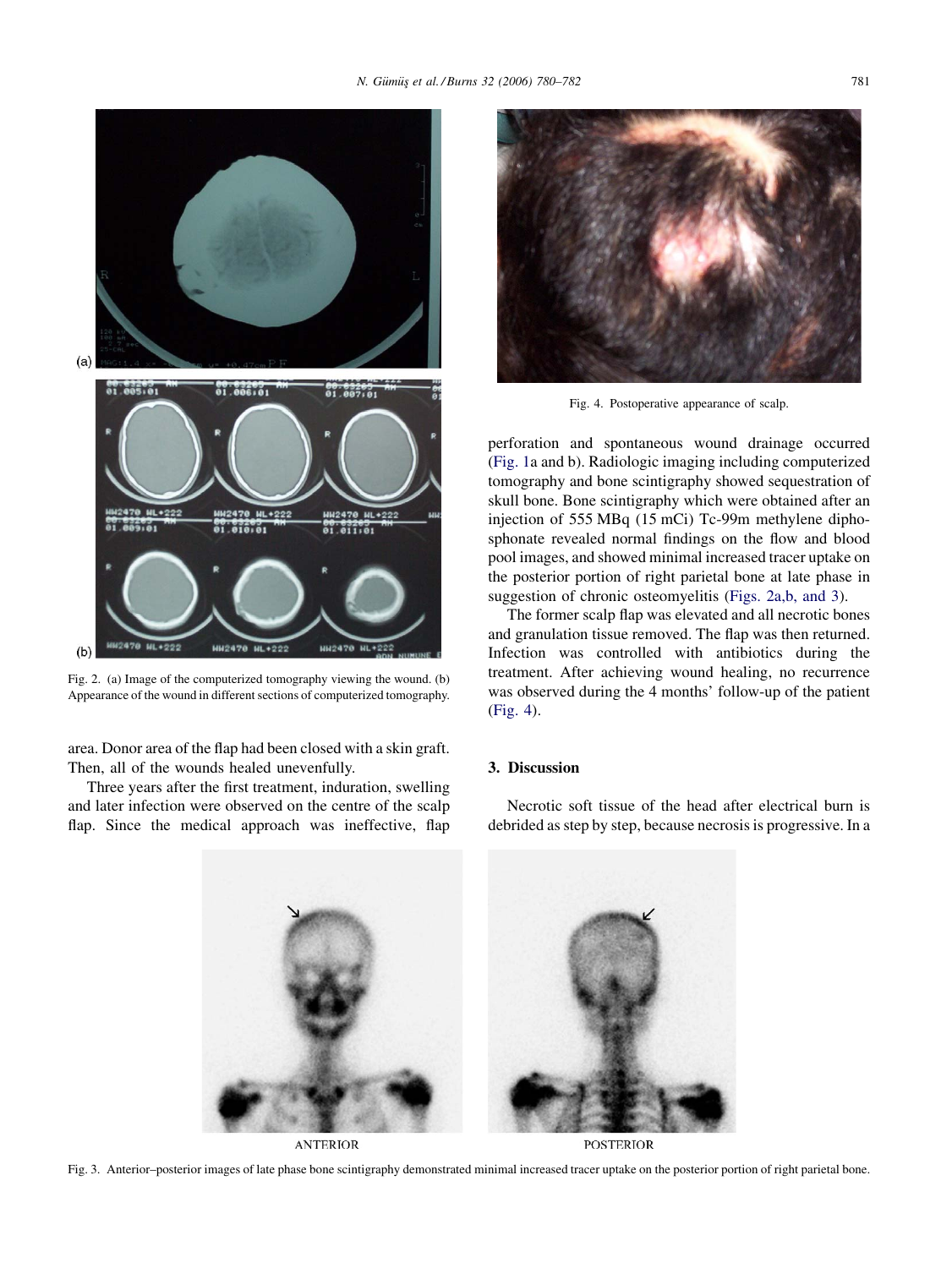Fig. 2. (a) Image of the computerized tomography viewing the wound. (b) Appearance of the wound in different sections of computerized tomography.

area. Donor area of the flap had been closed with a skin graft. Then, all of the wounds healed uneventfully.

Three years after the first treatment, induration, swelling and later infection were observed on the centre of the scalp flap. Since the medical approach was ineffective, flap perforation and spontaneous wound drainage occurred (Fig. 1a and b). Radiologic imaging including computerized tomography and bone scintigraphy showed sequestration of skull bone. Bone scintigraphy which were obtained after an injection of 555 MBq (15 mCi) Tc-99m methylene diphosphonate revealed normal findings on the flow and blood pool images, and showed minimal increased tracer uptake on the posterior portion of right parietal bone at late phase in suggestion of chronic osteomyelitis (Figs. 2a,b, and 3).

The former scalp flap was elevated and all necrotic bones and granulation tissue removed. The flap was then returned. Infection was controlled with antibiotics during the treatment. After achieving wound healing, no recurrence was observed during the 4 months' follow-up of the patient (Fig. 4).

Fig. 4. Postoperative appearance of scalp.

## 3. Discussion

Necrotic soft tissue of the head after electrical burn is debrided as step by step, because necrosis is progressive. In a

Fig. 3. Anterior–posterior images of late phase bone scintigraphy demonstrated minimal increased tracer uptake on the posterior portion of right parietal bone.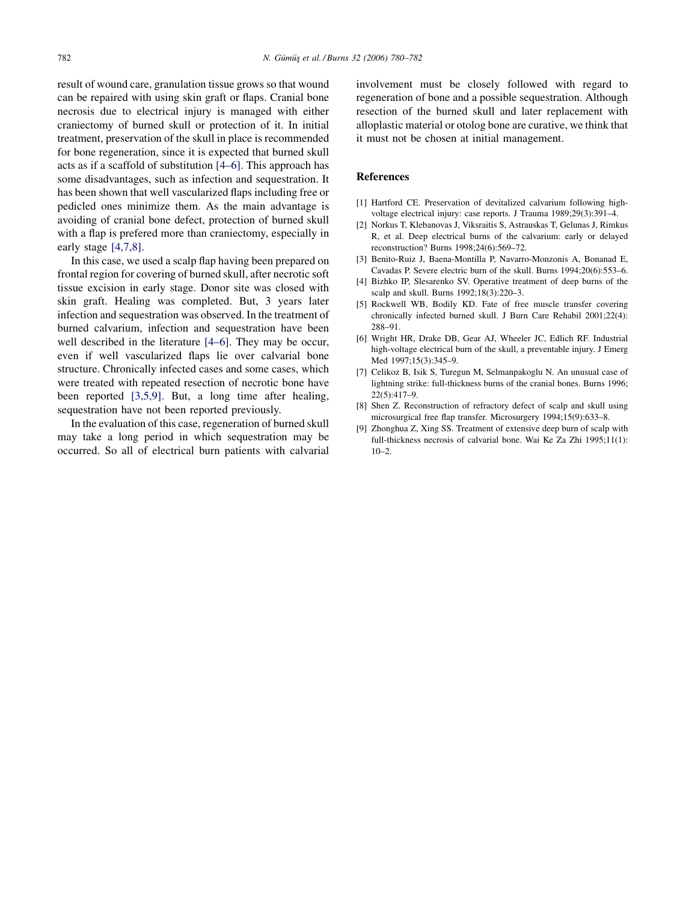result of wound care, granulation tissue grows so that wound can be repaired with using skin graft or flaps. Cranial bone necrosis due to electrical injury is managed with either craniectomy of burned skull or protection of it. In initial treatment, preservation of the skull in place is recommended for bone regeneration, since it is expected that burned skull acts as if a scaffold of substitution [4–6]. This approach has some disadvantages, such as infection and sequestration. It has been shown that well vascularized flaps including free or pedicled ones minimize them. As the main advantage is avoiding of cranial bone defect, protection of burned skull with a flap is prefered more than craniectomy, especially in early stage [4,7,8].

In this case, we used a scalp flap having been prepared on frontal region for covering of burned skull, after necrotic soft tissue excision in early stage. Donor site was closed with skin graft. Healing was completed. But, 3 years later infection and sequestration was observed. In the treatment of burned calvarium, infection and sequestration have been well described in the literature [4–6]. They may be occur, even if well vascularized flaps lie over calvarial bone structure. Chronically infected cases and some cases, which were treated with repeated resection of necrotic bone have been reported [3,5,9]. But, a long time after healing, sequestration have not been reported previously.

In the evaluation of this case, regeneration of burned skull may take a long period in which sequestration may be occurred. So all of electrical burn patients with calvarial involvement must be closely followed with regard to regeneration of bone and a possible sequestration. Although resection of the burned skull and later replacement with alloplastic material or otolog bone are curative, we think that it must not be chosen at initial management.

## References

[1] Hartford CE. Preservation of devitalized calvarium following high-voltage electrical injury: case reports. J Trauma 1989;29(3):391–4.

[2] Norkus T, Klebanovas J, Viksraitis S, Astrauskas T, Gelunas J, Rimkus R, et al. Deep electrical burns of the calvarium: early or delayed reconstruction? Burns 1998;24(6):569–72.

[3] Benito-Ruiz J, Baena-Montilla P, Navarro-Monzonis A, Bonanad E, Cavadas P. Severe electric burn of the skull. Burns 1994;20(6):553–6.

[4] Bizhko IP, Slesarenko SV. Operative treatment of deep burns of the scalp and skull. Burns 1992;18(3):220–3.

[5] Rockwell WB, Bodily KD. Fate of free muscle transfer covering chronically infected burned skull. J Burn Care Rehabil 2001;22(4): 288–91.

[6] Wright HR, Drake DB, Gear AJ, Wheeler JC, Edlich RF. Industrial high-voltage electrical burn of the skull, a preventable injury. J Emerg Med 1997;15(3):345–9.

[7] Celikoz B, Isik S, Turegun M, Selmanpakoglu N. An unusual case of lightning strike: full-thickness burns of the cranial bones. Burns 1996; 22(5):417–9.

[8] Shen Z. Reconstruction of refractory defect of scalp and skull using microsurgical free flap transfer. Microsurgery 1994;15(9):633–8.

[9] Zhonghua Z, Xing SS. Treatment of extensive deep burn of scalp with full-thickness necrosis of calvarial bone. Wai Ke Za Zhi 1995;11(1): 10–2.